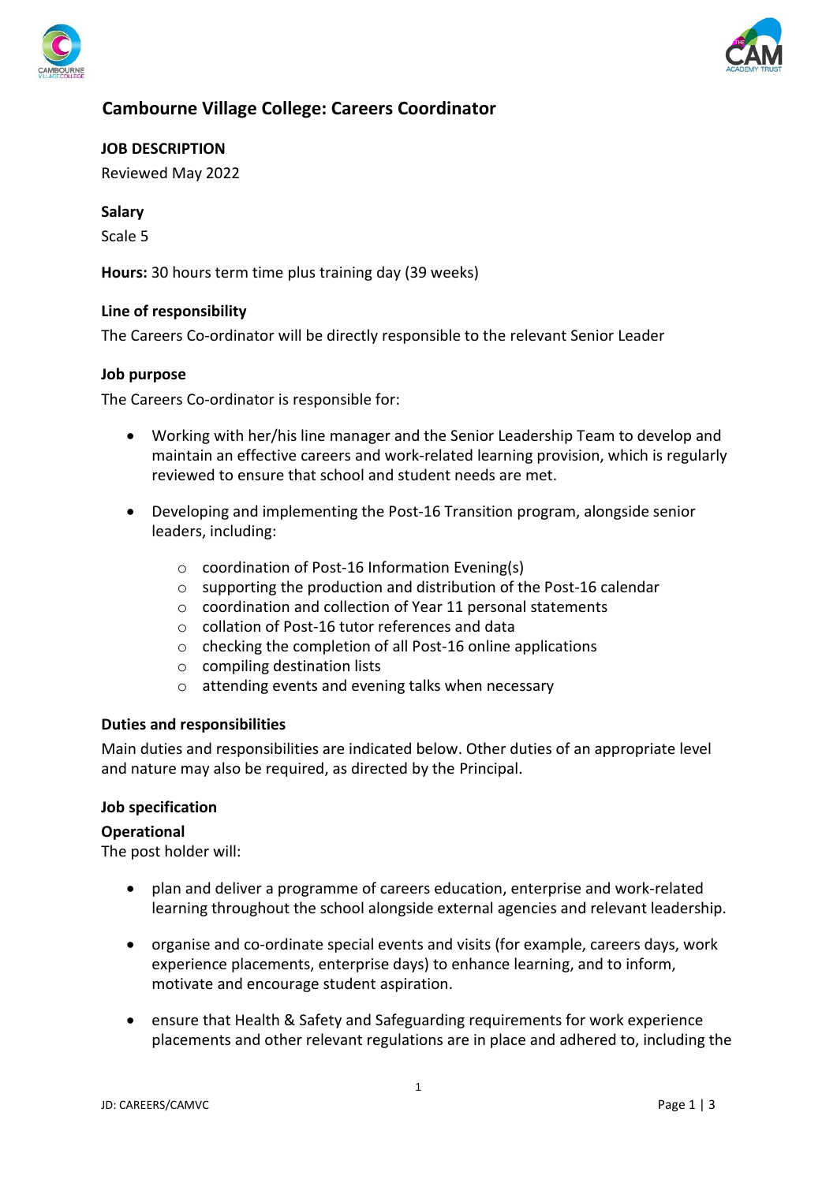# Cambourne Village College: Careers Coordinator

**JOB DESCRIPTION**

Reviewed May 2022

**Salary**

Scale 5

**Hours:** 30 hours term time plus training day (39 weeks)

**Line of responsibility**

The Careers Co-ordinator will be directly responsible to the relevant Senior Leader

**Job purpose**

The Careers Co-ordinator is responsible for:

- Working with her/his line manager and the Senior Leadership Team to develop and maintain an effective careers and work-related learning provision, which is regularly reviewed to ensure that school and student needs are met.

- Developing and implementing the Post-16 Transition program, alongside senior leaders, including:

    - coordination of Post-16 Information Evening(s)
    - supporting the production and distribution of the Post-16 calendar
    - coordination and collection of Year 11 personal statements
    - collation of Post-16 tutor references and data
    - checking the completion of all Post-16 online applications
    - compiling destination lists
    - attending events and evening talks when necessary

**Duties and responsibilities**

Main duties and responsibilities are indicated below. Other duties of an appropriate level and nature may also be required, as directed by the Principal.

**Job specification**

**Operational**

The post holder will:

- plan and deliver a programme of careers education, enterprise and work-related learning throughout the school alongside external agencies and relevant leadership.

- organise and co-ordinate special events and visits (for example, careers days, work experience placements, enterprise days) to enhance learning, and to inform, motivate and encourage student aspiration.

- ensure that Health & Safety and Safeguarding requirements for work experience placements and other relevant regulations are in place and adhered to, including the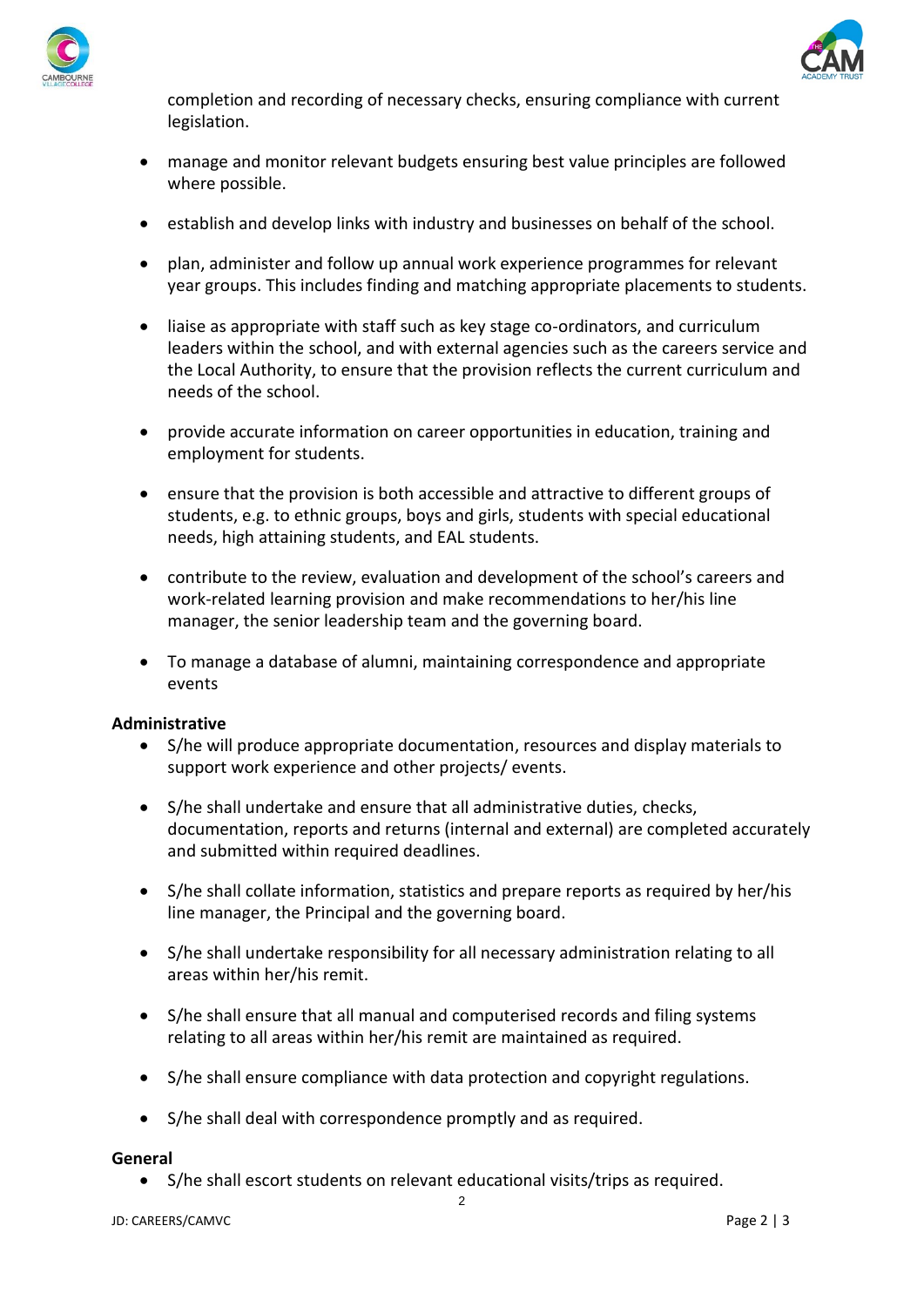completion and recording of necessary checks, ensuring compliance with current legislation.

- manage and monitor relevant budgets ensuring best value principles are followed where possible.
- establish and develop links with industry and businesses on behalf of the school.
- plan, administer and follow up annual work experience programmes for relevant year groups. This includes finding and matching appropriate placements to students.
- liaise as appropriate with staff such as key stage co-ordinators, and curriculum leaders within the school, and with external agencies such as the careers service and the Local Authority, to ensure that the provision reflects the current curriculum and needs of the school.
- provide accurate information on career opportunities in education, training and employment for students.
- ensure that the provision is both accessible and attractive to different groups of students, e.g. to ethnic groups, boys and girls, students with special educational needs, high attaining students, and EAL students.
- contribute to the review, evaluation and development of the school's careers and work-related learning provision and make recommendations to her/his line manager, the senior leadership team and the governing board.
- To manage a database of alumni, maintaining correspondence and appropriate events

**Administrative**

- S/he will produce appropriate documentation, resources and display materials to support work experience and other projects/ events.
- S/he shall undertake and ensure that all administrative duties, checks, documentation, reports and returns (internal and external) are completed accurately and submitted within required deadlines.
- S/he shall collate information, statistics and prepare reports as required by her/his line manager, the Principal and the governing board.
- S/he shall undertake responsibility for all necessary administration relating to all areas within her/his remit.
- S/he shall ensure that all manual and computerised records and filing systems relating to all areas within her/his remit are maintained as required.
- S/he shall ensure compliance with data protection and copyright regulations.
- S/he shall deal with correspondence promptly and as required.

**General**

- S/he shall escort students on relevant educational visits/trips as required.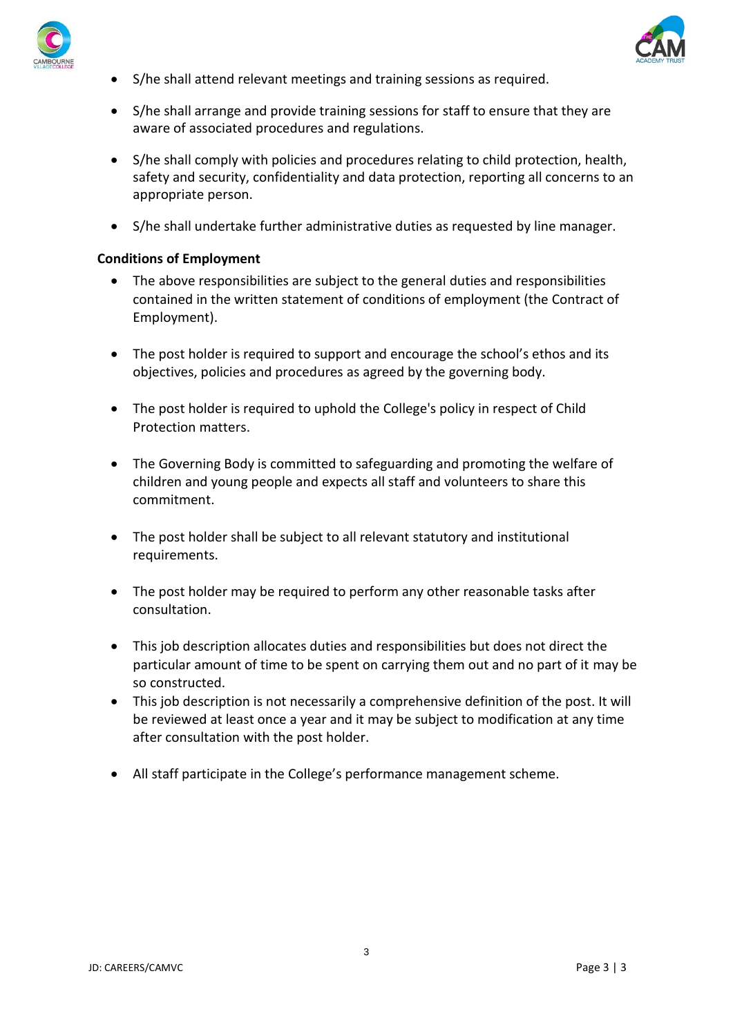- S/he shall attend relevant meetings and training sessions as required.
- S/he shall arrange and provide training sessions for staff to ensure that they are aware of associated procedures and regulations.
- S/he shall comply with policies and procedures relating to child protection, health, safety and security, confidentiality and data protection, reporting all concerns to an appropriate person.
- S/he shall undertake further administrative duties as requested by line manager.

**Conditions of Employment**

- The above responsibilities are subject to the general duties and responsibilities contained in the written statement of conditions of employment (the Contract of Employment).
- The post holder is required to support and encourage the school's ethos and its objectives, policies and procedures as agreed by the governing body.
- The post holder is required to uphold the College's policy in respect of Child Protection matters.
- The Governing Body is committed to safeguarding and promoting the welfare of children and young people and expects all staff and volunteers to share this commitment.
- The post holder shall be subject to all relevant statutory and institutional requirements.
- The post holder may be required to perform any other reasonable tasks after consultation.
- This job description allocates duties and responsibilities but does not direct the particular amount of time to be spent on carrying them out and no part of it may be so constructed.
- This job description is not necessarily a comprehensive definition of the post. It will be reviewed at least once a year and it may be subject to modification at any time after consultation with the post holder.
- All staff participate in the College's performance management scheme.